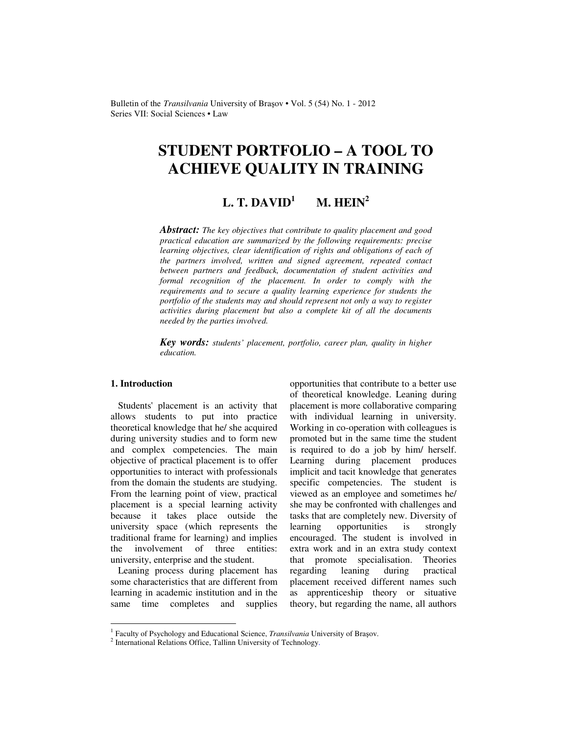# STUDENT PORTFOLIO – A TOOL TO ACHIEVE QUALITY IN TRAINING

**L. T. DAVID[1] M. HEIN[2]**

***Abstract:*** *The key objectives that contribute to quality placement and good practical education are summarized by the following requirements: precise learning objectives, clear identification of rights and obligations of each of the partners involved, written and signed agreement, repeated contact between partners and feedback, documentation of student activities and formal recognition of the placement. In order to comply with the requirements and to secure a quality learning experience for students the portfolio of the students may and should represent not only a way to register activities during placement but also a complete kit of all the documents needed by the parties involved.*

***Key words:*** *students' placement, portfolio, career plan, quality in higher education.*

## 1. Introduction

Students' placement is an activity that allows students to put into practice theoretical knowledge that he/ she acquired during university studies and to form new and complex competencies. The main objective of practical placement is to offer opportunities to interact with professionals from the domain the students are studying. From the learning point of view, practical placement is a special learning activity because it takes place outside the university space (which represents the traditional frame for learning) and implies the involvement of three entities: university, enterprise and the student.

Leaning process during placement has some characteristics that are different from learning in academic institution and in the same time completes and supplies opportunities that contribute to a better use of theoretical knowledge. Leaning during placement is more collaborative comparing with individual learning in university. Working in co-operation with colleagues is promoted but in the same time the student is required to do a job by him/ herself. Learning during placement produces implicit and tacit knowledge that generates specific competencies. The student is viewed as an employee and sometimes he/ she may be confronted with challenges and tasks that are completely new. Diversity of learning opportunities is strongly encouraged. The student is involved in extra work and in an extra study context that promote specialisation. Theories regarding leaning during practical placement received different names such as apprenticeship theory or situative theory, but regarding the name, all authors

---

[1] Faculty of Psychology and Educational Science, *Transilvania* University of Braşov.

[2] International Relations Office, Tallinn University of Technology.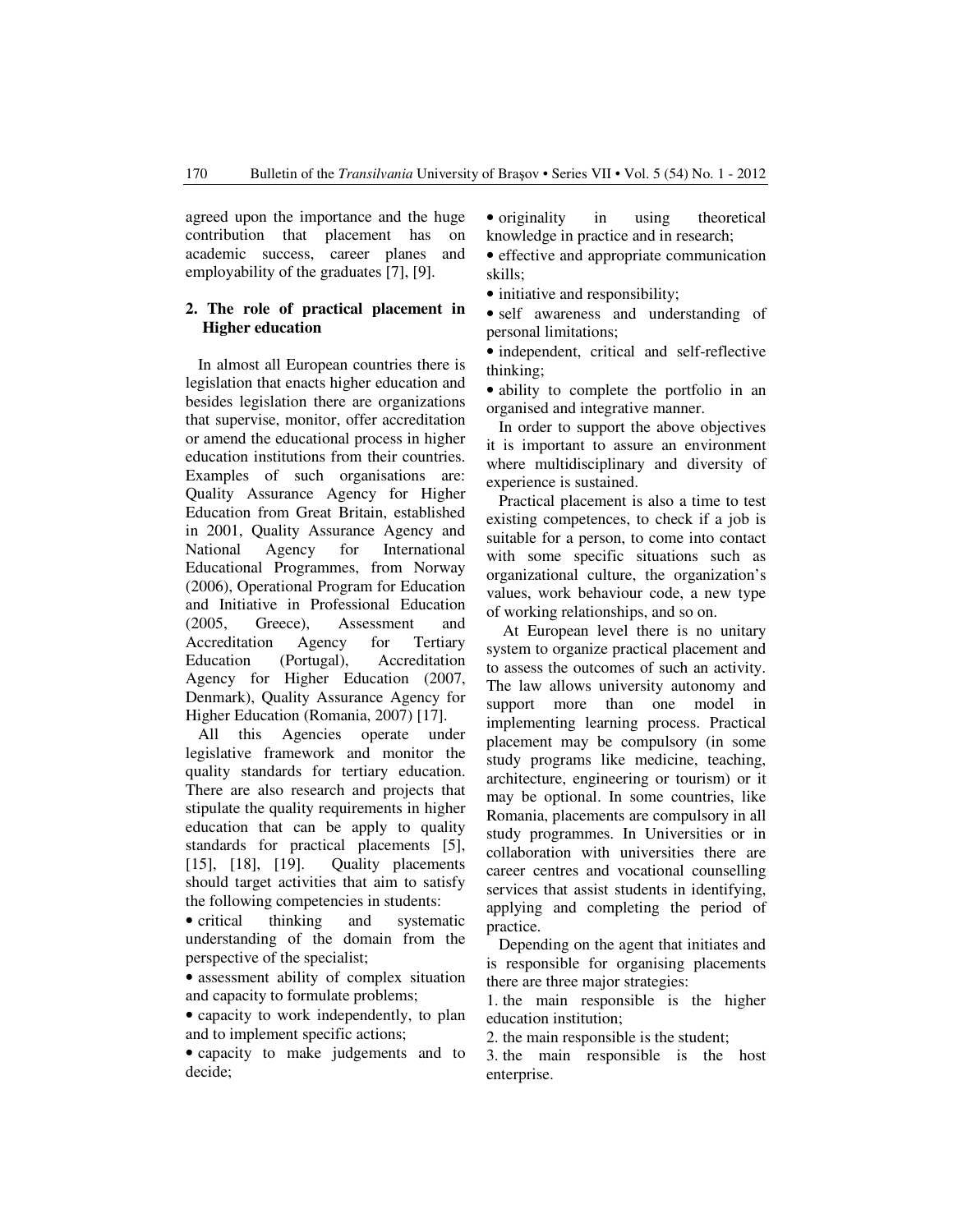agreed upon the importance and the huge contribution that placement has on academic success, career planes and employability of the graduates [7], [9].

## 2. The role of practical placement in Higher education

In almost all European countries there is legislation that enacts higher education and besides legislation there are organizations that supervise, monitor, offer accreditation or amend the educational process in higher education institutions from their countries. Examples of such organisations are: Quality Assurance Agency for Higher Education from Great Britain, established in 2001, Quality Assurance Agency and National Agency for International Educational Programmes, from Norway (2006), Operational Program for Education and Initiative in Professional Education (2005, Greece), Assessment and Accreditation Agency for Tertiary Education (Portugal), Accreditation Agency for Higher Education (2007, Denmark), Quality Assurance Agency for Higher Education (Romania, 2007) [17].

All this Agencies operate under legislative framework and monitor the quality standards for tertiary education. There are also research and projects that stipulate the quality requirements in higher education that can be apply to quality standards for practical placements [5], [15], [18], [19]. Quality placements should target activities that aim to satisfy the following competencies in students:

- critical thinking and systematic understanding of the domain from the perspective of the specialist;
- assessment ability of complex situation and capacity to formulate problems;
- capacity to work independently, to plan and to implement specific actions;
- capacity to make judgements and to decide;
- originality in using theoretical knowledge in practice and in research;
- effective and appropriate communication skills;
- initiative and responsibility;
- self awareness and understanding of personal limitations;
- independent, critical and self-reflective thinking;
- ability to complete the portfolio in an organised and integrative manner.

In order to support the above objectives it is important to assure an environment where multidisciplinary and diversity of experience is sustained.

Practical placement is also a time to test existing competences, to check if a job is suitable for a person, to come into contact with some specific situations such as organizational culture, the organization's values, work behaviour code, a new type of working relationships, and so on.

At European level there is no unitary system to organize practical placement and to assess the outcomes of such an activity. The law allows university autonomy and support more than one model in implementing learning process. Practical placement may be compulsory (in some study programs like medicine, teaching, architecture, engineering or tourism) or it may be optional. In some countries, like Romania, placements are compulsory in all study programmes. In Universities or in collaboration with universities there are career centres and vocational counselling services that assist students in identifying, applying and completing the period of practice.

Depending on the agent that initiates and is responsible for organising placements there are three major strategies:

1. the main responsible is the higher education institution;
2. the main responsible is the student;
3. the main responsible is the host enterprise.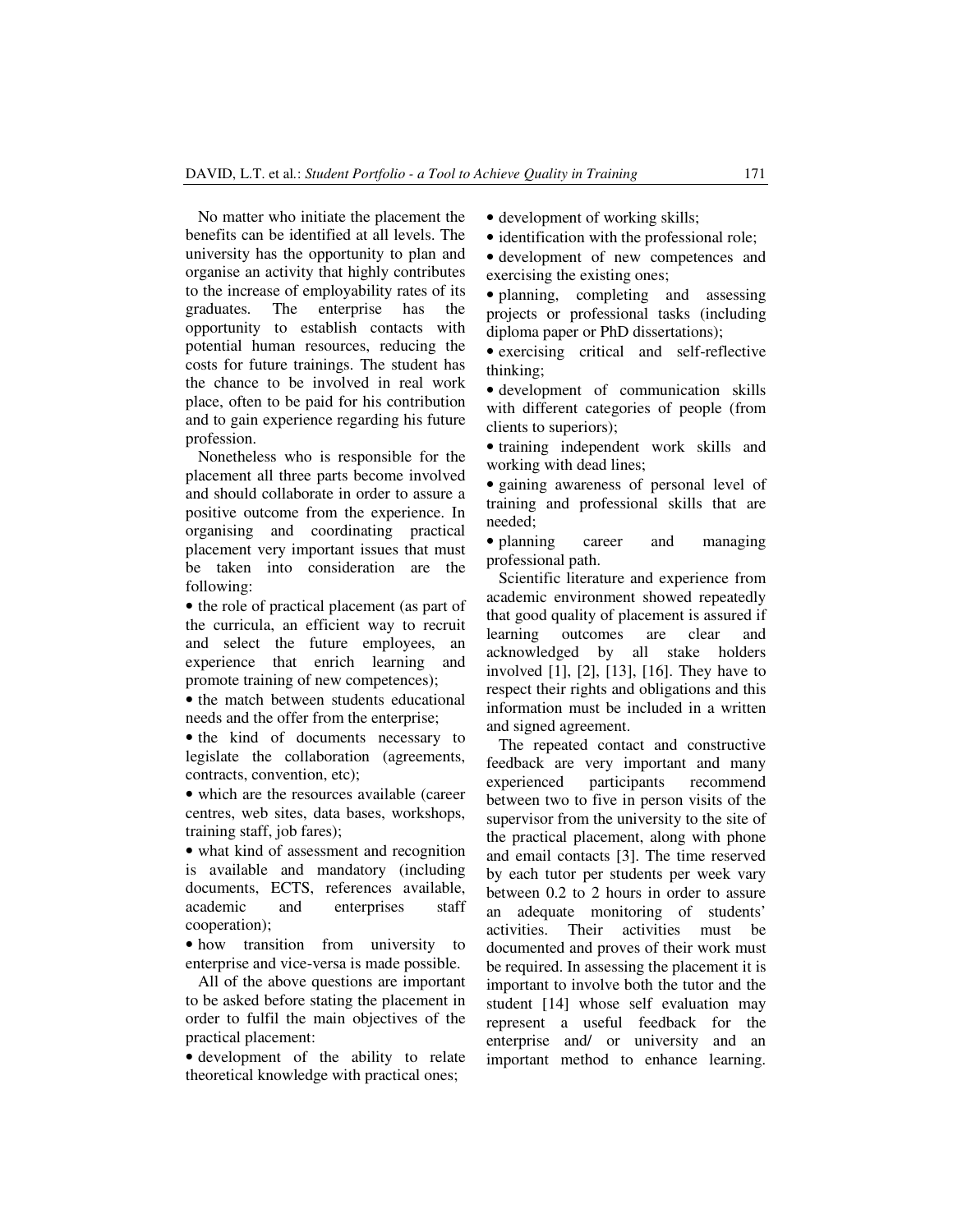No matter who initiate the placement the benefits can be identified at all levels. The university has the opportunity to plan and organise an activity that highly contributes to the increase of employability rates of its graduates. The enterprise has the opportunity to establish contacts with potential human resources, reducing the costs for future trainings. The student has the chance to be involved in real work place, often to be paid for his contribution and to gain experience regarding his future profession.

Nonetheless who is responsible for the placement all three parts become involved and should collaborate in order to assure a positive outcome from the experience. In organising and coordinating practical placement very important issues that must be taken into consideration are the following:

- the role of practical placement (as part of the curricula, an efficient way to recruit and select the future employees, an experience that enrich learning and promote training of new competences);
- the match between students educational needs and the offer from the enterprise;
- the kind of documents necessary to legislate the collaboration (agreements, contracts, convention, etc);
- which are the resources available (career centres, web sites, data bases, workshops, training staff, job fares);
- what kind of assessment and recognition is available and mandatory (including documents, ECTS, references available, academic and enterprises staff cooperation);
- how transition from university to enterprise and vice-versa is made possible.

All of the above questions are important to be asked before stating the placement in order to fulfil the main objectives of the practical placement:

- development of the ability to relate theoretical knowledge with practical ones;
- development of working skills;
- identification with the professional role;
- development of new competences and exercising the existing ones;
- planning, completing and assessing projects or professional tasks (including diploma paper or PhD dissertations);
- exercising critical and self-reflective thinking;
- development of communication skills with different categories of people (from clients to superiors);
- training independent work skills and working with dead lines;
- gaining awareness of personal level of training and professional skills that are needed;
- planning career and managing professional path.

Scientific literature and experience from academic environment showed repeatedly that good quality of placement is assured if learning outcomes are clear and acknowledged by all stake holders involved [1], [2], [13], [16]. They have to respect their rights and obligations and this information must be included in a written and signed agreement.

The repeated contact and constructive feedback are very important and many experienced participants recommend between two to five in person visits of the supervisor from the university to the site of the practical placement, along with phone and email contacts [3]. The time reserved by each tutor per students per week vary between 0.2 to 2 hours in order to assure an adequate monitoring of students' activities. Their activities must be documented and proves of their work must be required. In assessing the placement it is important to involve both the tutor and the student [14] whose self evaluation may represent a useful feedback for the enterprise and/ or university and an important method to enhance learning.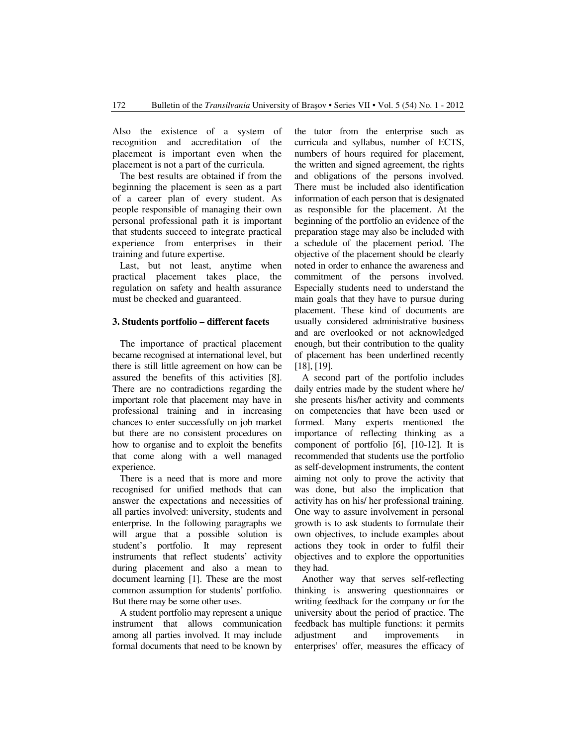Also the existence of a system of recognition and accreditation of the placement is important even when the placement is not a part of the curricula.

The best results are obtained if from the beginning the placement is seen as a part of a career plan of every student. As people responsible of managing their own personal professional path it is important that students succeed to integrate practical experience from enterprises in their training and future expertise.

Last, but not least, anytime when practical placement takes place, the regulation on safety and health assurance must be checked and guaranteed.

## 3. Students portfolio – different facets

The importance of practical placement became recognised at international level, but there is still little agreement on how can be assured the benefits of this activities [8]. There are no contradictions regarding the important role that placement may have in professional training and in increasing chances to enter successfully on job market but there are no consistent procedures on how to organise and to exploit the benefits that come along with a well managed experience.

There is a need that is more and more recognised for unified methods that can answer the expectations and necessities of all parties involved: university, students and enterprise. In the following paragraphs we will argue that a possible solution is student's portfolio. It may represent instruments that reflect students' activity during placement and also a mean to document learning [1]. These are the most common assumption for students' portfolio. But there may be some other uses.

A student portfolio may represent a unique instrument that allows communication among all parties involved. It may include formal documents that need to be known by the tutor from the enterprise such as curricula and syllabus, number of ECTS, numbers of hours required for placement, the written and signed agreement, the rights and obligations of the persons involved. There must be included also identification information of each person that is designated as responsible for the placement. At the beginning of the portfolio an evidence of the preparation stage may also be included with a schedule of the placement period. The objective of the placement should be clearly noted in order to enhance the awareness and commitment of the persons involved. Especially students need to understand the main goals that they have to pursue during placement. These kind of documents are usually considered administrative business and are overlooked or not acknowledged enough, but their contribution to the quality of placement has been underlined recently [18], [19].

A second part of the portfolio includes daily entries made by the student where he/ she presents his/her activity and comments on competencies that have been used or formed. Many experts mentioned the importance of reflecting thinking as a component of portfolio [6], [10-12]. It is recommended that students use the portfolio as self-development instruments, the content aiming not only to prove the activity that was done, but also the implication that activity has on his/ her professional training. One way to assure involvement in personal growth is to ask students to formulate their own objectives, to include examples about actions they took in order to fulfil their objectives and to explore the opportunities they had.

Another way that serves self-reflecting thinking is answering questionnaires or writing feedback for the company or for the university about the period of practice. The feedback has multiple functions: it permits adjustment and improvements in enterprises' offer, measures the efficacy of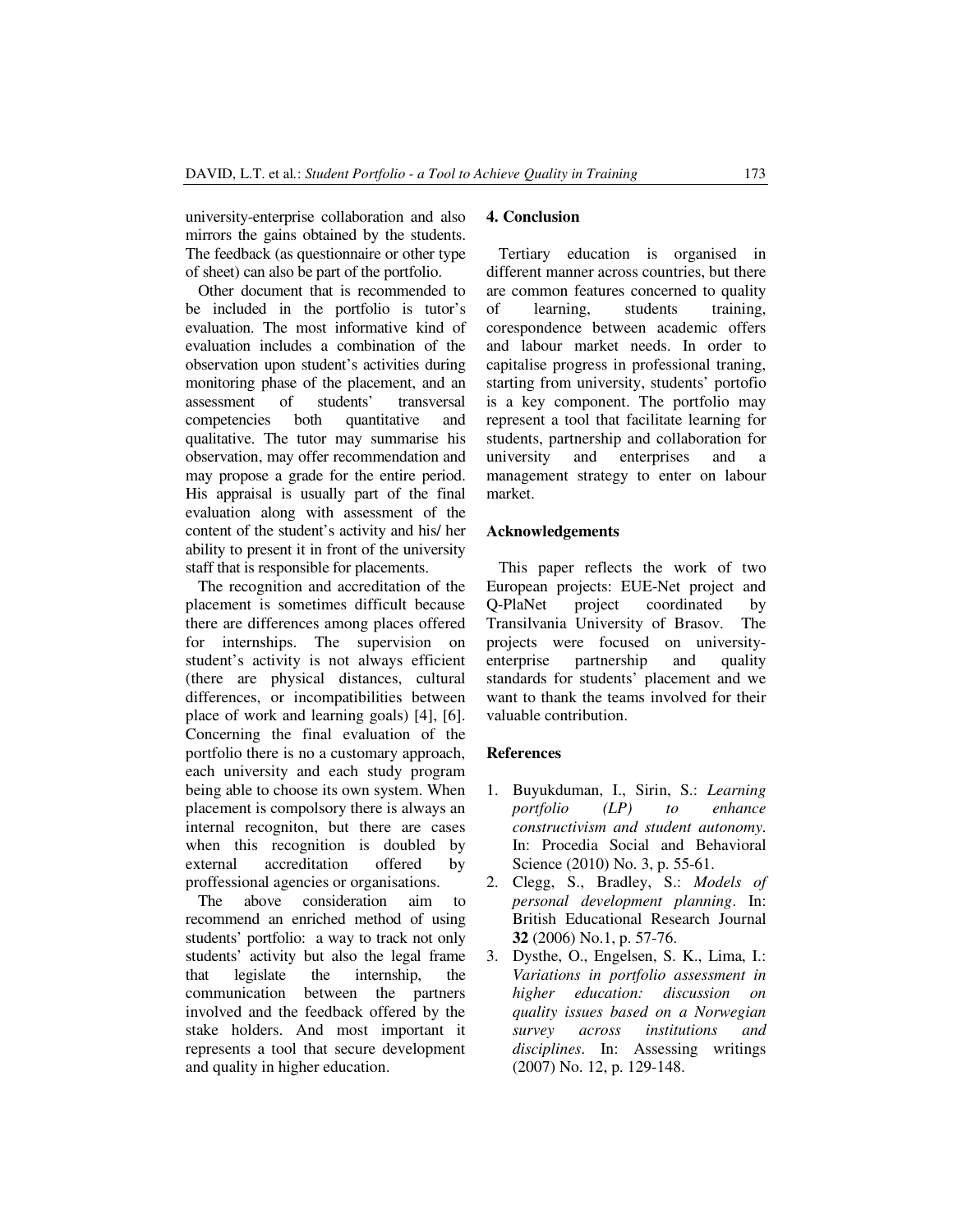university-enterprise collaboration and also mirrors the gains obtained by the students. The feedback (as questionnaire or other type of sheet) can also be part of the portfolio.

Other document that is recommended to be included in the portfolio is tutor's evaluation. The most informative kind of evaluation includes a combination of the observation upon student's activities during monitoring phase of the placement, and an assessment of students' transversal competencies both quantitative and qualitative. The tutor may summarise his observation, may offer recommendation and may propose a grade for the entire period. His appraisal is usually part of the final evaluation along with assessment of the content of the student's activity and his/ her ability to present it in front of the university staff that is responsible for placements.

The recognition and accreditation of the placement is sometimes difficult because there are differences among places offered for internships. The supervision on student's activity is not always efficient (there are physical distances, cultural differences, or incompatibilities between place of work and learning goals) [4], [6]. Concerning the final evaluation of the portfolio there is no a customary approach, each university and each study program being able to choose its own system. When placement is compolsory there is always an internal recogniton, but there are cases when this recognition is doubled by external accreditation offered by proffessional agencies or organisations.

The above consideration aim to recommend an enriched method of using students' portfolio: a way to track not only students' activity but also the legal frame that legislate the internship, the communication between the partners involved and the feedback offered by the stake holders. And most important it represents a tool that secure development and quality in higher education.

## 4. Conclusion

Tertiary education is organised in different manner across countries, but there are common features concerned to quality of learning, students training, corespondence between academic offers and labour market needs. In order to capitalise progress in professional traning, starting from university, students' portofio is a key component. The portfolio may represent a tool that facilitate learning for students, partnership and collaboration for university and enterprises and a management strategy to enter on labour market.

## Acknowledgements

This paper reflects the work of two European projects: EUE-Net project and Q-PlaNet project coordinated by Transilvania University of Brasov. The projects were focused on university-enterprise partnership and quality standards for students' placement and we want to thank the teams involved for their valuable contribution.

## References

1. Buyukduman, I., Sirin, S.: *Learning portfolio (LP) to enhance constructivism and student autonomy*. In: Procedia Social and Behavioral Science (2010) No. 3, p. 55-61.
2. Clegg, S., Bradley, S.: *Models of personal development planning*. In: British Educational Research Journal **32** (2006) No.1, p. 57-76.
3. Dysthe, O., Engelsen, S. K., Lima, I.: *Variations in portfolio assessment in higher education: discussion on quality issues based on a Norwegian survey across institutions and disciplines*. In: Assessing writings (2007) No. 12, p. 129-148.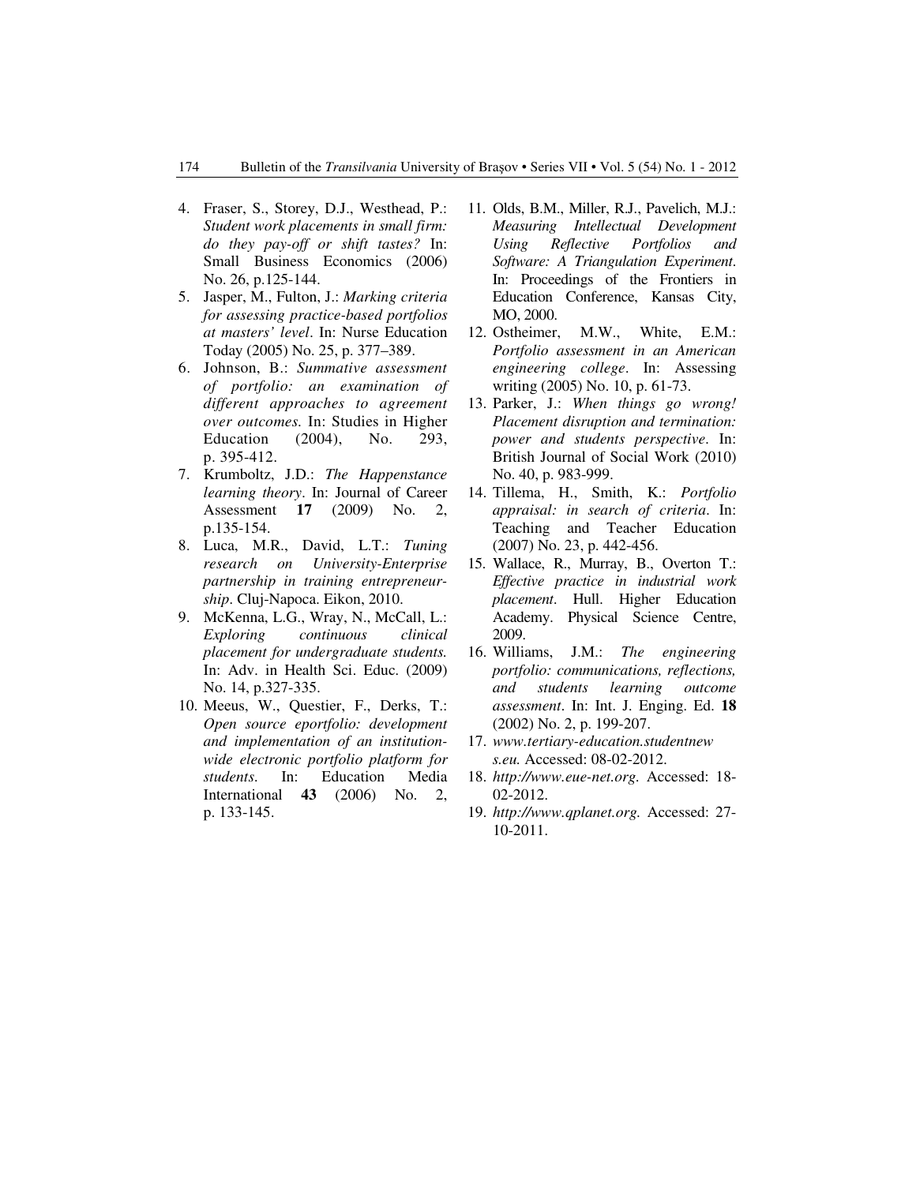4. Fraser, S., Storey, D.J., Westhead, P.: *Student work placements in small firm: do they pay-off or shift tastes?* In: Small Business Economics (2006) No. 26, p.125-144.
5. Jasper, M., Fulton, J.: *Marking criteria for assessing practice-based portfolios at masters' level*. In: Nurse Education Today (2005) No. 25, p. 377–389.
6. Johnson, B.: *Summative assessment of portfolio: an examination of different approaches to agreement over outcomes.* In: Studies in Higher Education (2004), No. 293, p. 395-412.
7. Krumboltz, J.D.: *The Happenstance learning theory*. In: Journal of Career Assessment **17** (2009) No. 2, p.135-154.
8. Luca, M.R., David, L.T.: *Tuning research on University-Enterprise partnership in training entrepreneurship*. Cluj-Napoca. Eikon, 2010.
9. McKenna, L.G., Wray, N., McCall, L.: *Exploring continuous clinical placement for undergraduate students.* In: Adv. in Health Sci. Educ. (2009) No. 14, p.327-335.
10. Meeus, W., Questier, F., Derks, T.: *Open source eportfolio: development and implementation of an institution-wide electronic portfolio platform for students*. In: Education Media International **43** (2006) No. 2, p. 133-145.
11. Olds, B.M., Miller, R.J., Pavelich, M.J.: *Measuring Intellectual Development Using Reflective Portfolios and Software: A Triangulation Experiment*. In: Proceedings of the Frontiers in Education Conference, Kansas City, MO, 2000.
12. Ostheimer, M.W., White, E.M.: *Portfolio assessment in an American engineering college*. In: Assessing writing (2005) No. 10, p. 61-73.
13. Parker, J.: *When things go wrong! Placement disruption and termination: power and students perspective*. In: British Journal of Social Work (2010) No. 40, p. 983-999.
14. Tillema, H., Smith, K.: *Portfolio appraisal: in search of criteria*. In: Teaching and Teacher Education (2007) No. 23, p. 442-456.
15. Wallace, R., Murray, B., Overton T.: *Effective practice in industrial work placement*. Hull. Higher Education Academy. Physical Science Centre, 2009.
16. Williams, J.M.: *The engineering portfolio: communications, reflections, and students learning outcome assessment*. In: Int. J. Enging. Ed. **18** (2002) No. 2, p. 199-207.
17. *www.tertiary-education.studentnews.eu.* Accessed: 08-02-2012.
18. *http://www.eue-net.org.* Accessed: 18-02-2012.
19. *http://www.qplanet.org.* Accessed: 27-10-2011.